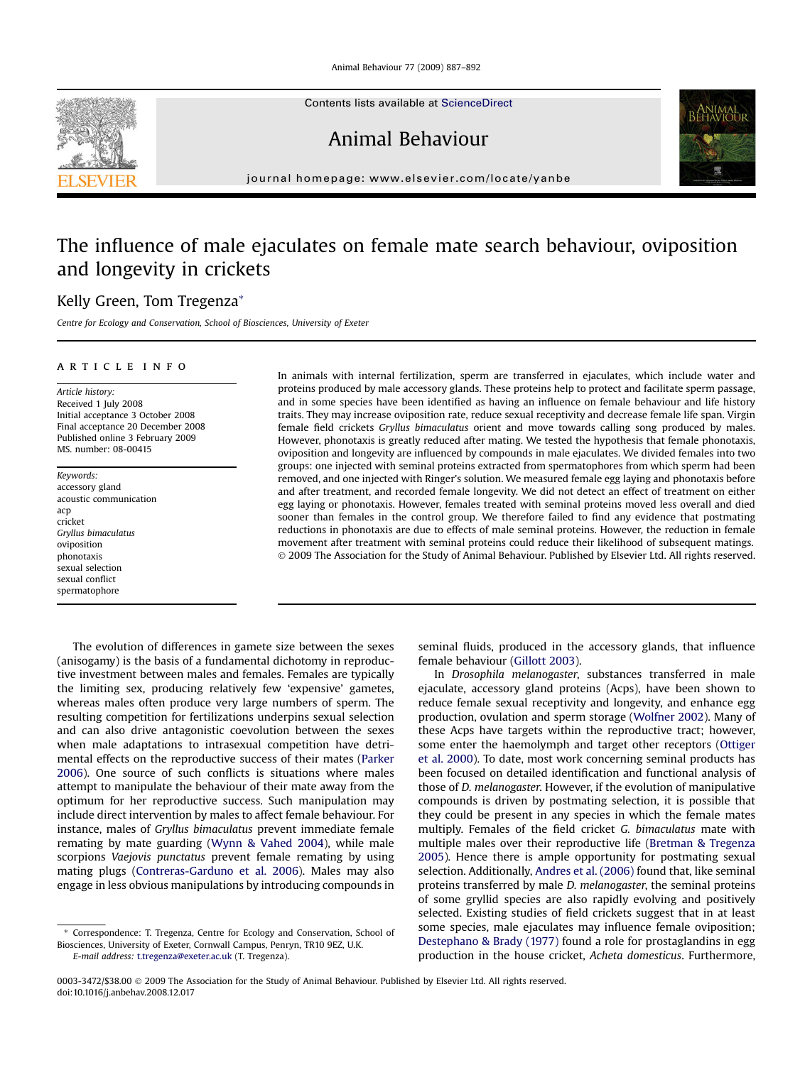# The influence of male ejaculates on female mate search behaviour, oviposition and longevity in crickets

Kelly Green, Tom Tregenza*

*Centre for Ecology and Conservation, School of Biosciences, University of Exeter*

## ARTICLE INFO

*Article history:*
Received 1 July 2008
Initial acceptance 3 October 2008
Final acceptance 20 December 2008
Published online 3 February 2009
MS. number: 08-00415

*Keywords:*
accessory gland
acoustic communication
acp
cricket
*Gryllus bimaculatus*
oviposition
phonotaxis
sexual selection
sexual conflict
spermatophore

In animals with internal fertilization, sperm are transferred in ejaculates, which include water and proteins produced by male accessory glands. These proteins help to protect and facilitate sperm passage, and in some species have been identified as having an influence on female behaviour and life history traits. They may increase oviposition rate, reduce sexual receptivity and decrease female life span. Virgin female field crickets *Gryllus bimaculatus* orient and move towards calling song produced by males. However, phonotaxis is greatly reduced after mating. We tested the hypothesis that female phonotaxis, oviposition and longevity are influenced by compounds in male ejaculates. We divided females into two groups: one injected with seminal proteins extracted from spermatophores from which sperm had been removed, and one injected with Ringer's solution. We measured female egg laying and phonotaxis before and after treatment, and recorded female longevity. We did not detect an effect of treatment on either egg laying or phonotaxis. However, females treated with seminal proteins moved less overall and died sooner than females in the control group. We therefore failed to find any evidence that postmating reductions in phonotaxis are due to effects of male seminal proteins. However, the reduction in female movement after treatment with seminal proteins could reduce their likelihood of subsequent matings.
© 2009 The Association for the Study of Animal Behaviour. Published by Elsevier Ltd. All rights reserved.

The evolution of differences in gamete size between the sexes (anisogamy) is the basis of a fundamental dichotomy in reproductive investment between males and females. Females are typically the limiting sex, producing relatively few 'expensive' gametes, whereas males often produce very large numbers of sperm. The resulting competition for fertilizations underpins sexual selection and can also drive antagonistic coevolution between the sexes when male adaptations to intrasexual competition have detrimental effects on the reproductive success of their mates (Parker 2006). One source of such conflicts is situations where males attempt to manipulate the behaviour of their mate away from the optimum for her reproductive success. Such manipulation may include direct intervention by males to affect female behaviour. For instance, males of *Gryllus bimaculatus* prevent immediate female remating by mate guarding (Wynn & Vahed 2004), while male scorpions *Vaejovis punctatus* prevent female remating by using mating plugs (Contreras-Garduno et al. 2006). Males may also engage in less obvious manipulations by introducing compounds in seminal fluids, produced in the accessory glands, that influence female behaviour (Gillott 2003).

In *Drosophila melanogaster*, substances transferred in male ejaculate, accessory gland proteins (Acps), have been shown to reduce female sexual receptivity and longevity, and enhance egg production, ovulation and sperm storage (Wolfner 2002). Many of these Acps have targets within the reproductive tract; however, some enter the haemolymph and target other receptors (Ottiger et al. 2000). To date, most work concerning seminal products has been focused on detailed identification and functional analysis of those of *D. melanogaster*. However, if the evolution of manipulative compounds is driven by postmating selection, it is possible that they could be present in any species in which the female mates multiply. Females of the field cricket *G. bimaculatus* mate with multiple males over their reproductive life (Bretman & Tregenza 2005). Hence there is ample opportunity for postmating sexual selection. Additionally, Andres et al. (2006) found that, like seminal proteins transferred by male *D. melanogaster*, the seminal proteins of some gryllid species are also rapidly evolving and positively selected. Existing studies of field crickets suggest that in at least some species, male ejaculates may influence female oviposition; Destephano & Brady (1977) found a role for prostaglandins in egg production in the house cricket, *Acheta domesticus*. Furthermore,

* Correspondence: T. Tregenza, Centre for Ecology and Conservation, School of Biosciences, University of Exeter, Cornwall Campus, Penryn, TR10 9EZ, U.K.
*E-mail address:* t.tregenza@exeter.ac.uk (T. Tregenza).

0003-3472/$38.00 © 2009 The Association for the Study of Animal Behaviour. Published by Elsevier Ltd. All rights reserved.
doi:10.1016/j.anbehav.2008.12.017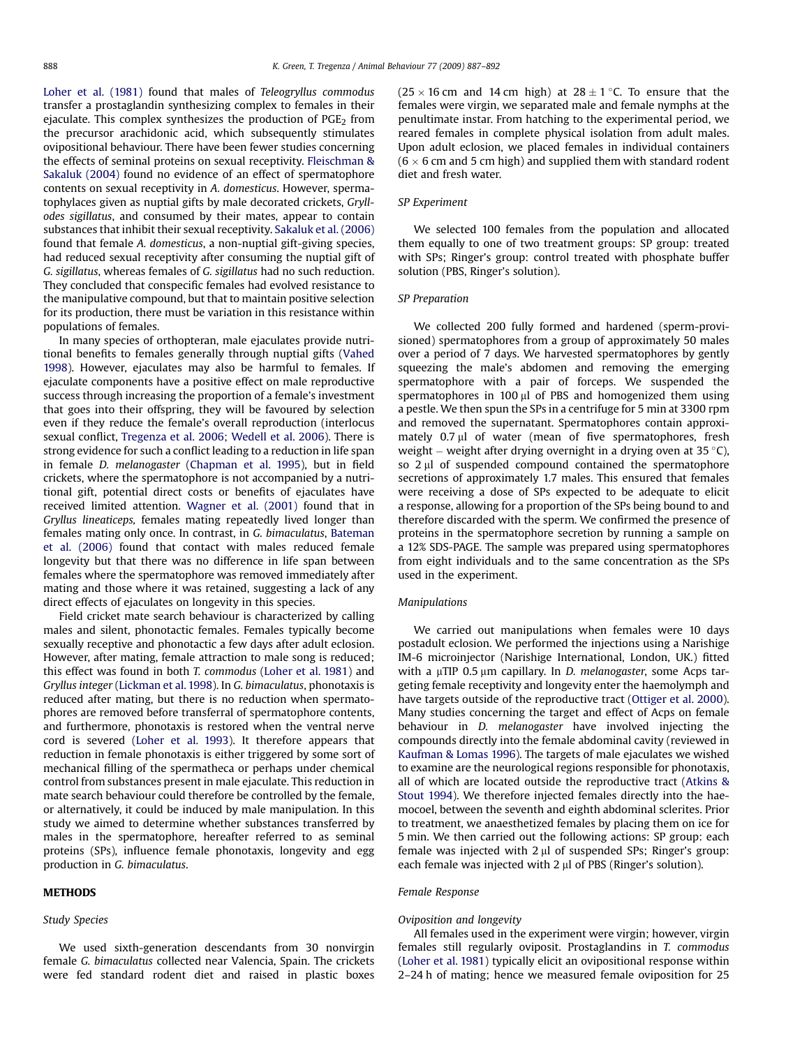Loher et al. (1981) found that males of *Teleogryllus commodus* transfer a prostaglandin synthesizing complex to females in their ejaculate. This complex synthesizes the production of $PGE_2$ from the precursor arachidonic acid, which subsequently stimulates ovipositional behaviour. There have been fewer studies concerning the effects of seminal proteins on sexual receptivity. Fleischman & Sakaluk (2004) found no evidence of an effect of spermatophore contents on sexual receptivity in *A. domesticus*. However, spermatophylaces given as nuptial gifts by male decorated crickets, *Gryllodes sigillatus*, and consumed by their mates, appear to contain substances that inhibit their sexual receptivity. Sakaluk et al. (2006) found that female *A. domesticus*, a non-nuptial gift-giving species, had reduced sexual receptivity after consuming the nuptial gift of *G. sigillatus*, whereas females of *G. sigillatus* had no such reduction. They concluded that conspecific females had evolved resistance to the manipulative compound, but that to maintain positive selection for its production, there must be variation in this resistance within populations of females.

In many species of orthopteran, male ejaculates provide nutritional benefits to females generally through nuptial gifts (Vahed 1998). However, ejaculates may also be harmful to females. If ejaculate components have a positive effect on male reproductive success through increasing the proportion of a female's investment that goes into their offspring, they will be favoured by selection even if they reduce the female's overall reproduction (interlocus sexual conflict, Tregenza et al. 2006; Wedell et al. 2006). There is strong evidence for such a conflict leading to a reduction in life span in female *D. melanogaster* (Chapman et al. 1995), but in field crickets, where the spermatophore is not accompanied by a nutritional gift, potential direct costs or benefits of ejaculates have received limited attention. Wagner et al. (2001) found that in *Gryllus lineaticeps*, females mating repeatedly lived longer than females mating only once. In contrast, in *G. bimaculatus*, Bateman et al. (2006) found that contact with males reduced female longevity but that there was no difference in life span between females where the spermatophore was removed immediately after mating and those where it was retained, suggesting a lack of any direct effects of ejaculates on longevity in this species.

Field cricket mate search behaviour is characterized by calling males and silent, phonotactic females. Females typically become sexually receptive and phonotactic a few days after adult eclosion. However, after mating, female attraction to male song is reduced; this effect was found in both *T. commodus* (Loher et al. 1981) and *Gryllus integer* (Lickman et al. 1998). In *G. bimaculatus*, phonotaxis is reduced after mating, but there is no reduction when spermatophores are removed before transferral of spermatophore contents, and furthermore, phonotaxis is restored when the ventral nerve cord is severed (Loher et al. 1993). It therefore appears that reduction in female phonotaxis is either triggered by some sort of mechanical filling of the spermatheca or perhaps under chemical control from substances present in male ejaculate. This reduction in mate search behaviour could therefore be controlled by the female, or alternatively, it could be induced by male manipulation. In this study we aimed to determine whether substances transferred by males in the spermatophore, hereafter referred to as seminal proteins (SPs), influence female phonotaxis, longevity and egg production in *G. bimaculatus*.

## METHODS

### Study Species

We used sixth-generation descendants from 30 nonvirgin female *G. bimaculatus* collected near Valencia, Spain. The crickets were fed standard rodent diet and raised in plastic boxes ($25 \times 16$ cm and 14 cm high) at $28 \pm 1$ °C. To ensure that the females were virgin, we separated male and female nymphs at the penultimate instar. From hatching to the experimental period, we reared females in complete physical isolation from adult males. Upon adult eclosion, we placed females in individual containers ($6 \times 6$ cm and 5 cm high) and supplied them with standard rodent diet and fresh water.

### SP Experiment

We selected 100 females from the population and allocated them equally to one of two treatment groups: SP group: treated with SPs; Ringer's group: control treated with phosphate buffer solution (PBS, Ringer's solution).

### SP Preparation

We collected 200 fully formed and hardened (sperm-provisioned) spermatophores from a group of approximately 50 males over a period of 7 days. We harvested spermatophores by gently squeezing the male's abdomen and removing the emerging spermatophore with a pair of forceps. We suspended the spermatophores in 100 μl of PBS and homogenized them using a pestle. We then spun the SPs in a centrifuge for 5 min at 3300 rpm and removed the supernatant. Spermatophores contain approximately 0.7 μl of water (mean of five spermatophores, fresh weight – weight after drying overnight in a drying oven at 35 °C), so 2 μl of suspended compound contained the spermatophore secretions of approximately 1.7 males. This ensured that females were receiving a dose of SPs expected to be adequate to elicit a response, allowing for a proportion of the SPs being bound to and therefore discarded with the sperm. We confirmed the presence of proteins in the spermatophore secretion by running a sample on a 12% SDS-PAGE. The sample was prepared using spermatophores from eight individuals and to the same concentration as the SPs used in the experiment.

### Manipulations

We carried out manipulations when females were 10 days postadult eclosion. We performed the injections using a Narishige IM-6 microinjector (Narishige International, London, U.K.) fitted with a μTIP 0.5 μm capillary. In *D. melanogaster*, some Acps targeting female receptivity and longevity enter the haemolymph and have targets outside of the reproductive tract (Ottiger et al. 2000). Many studies concerning the target and effect of Acps on female behaviour in *D. melanogaster* have involved injecting the compounds directly into the female abdominal cavity (reviewed in Kaufman & Lomas 1996). The targets of male ejaculates we wished to examine are the neurological regions responsible for phonotaxis, all of which are located outside the reproductive tract (Atkins & Stout 1994). We therefore injected females directly into the haemocoel, between the seventh and eighth abdominal sclerites. Prior to treatment, we anaesthetized females by placing them on ice for 5 min. We then carried out the following actions: SP group: each female was injected with 2 μl of suspended SPs; Ringer's group: each female was injected with 2 μl of PBS (Ringer's solution).

### Female Response

#### Oviposition and longevity

All females used in the experiment were virgin; however, virgin females still regularly oviposit. Prostaglandins in *T. commodus* (Loher et al. 1981) typically elicit an ovipositional response within 2–24 h of mating; hence we measured female oviposition for 25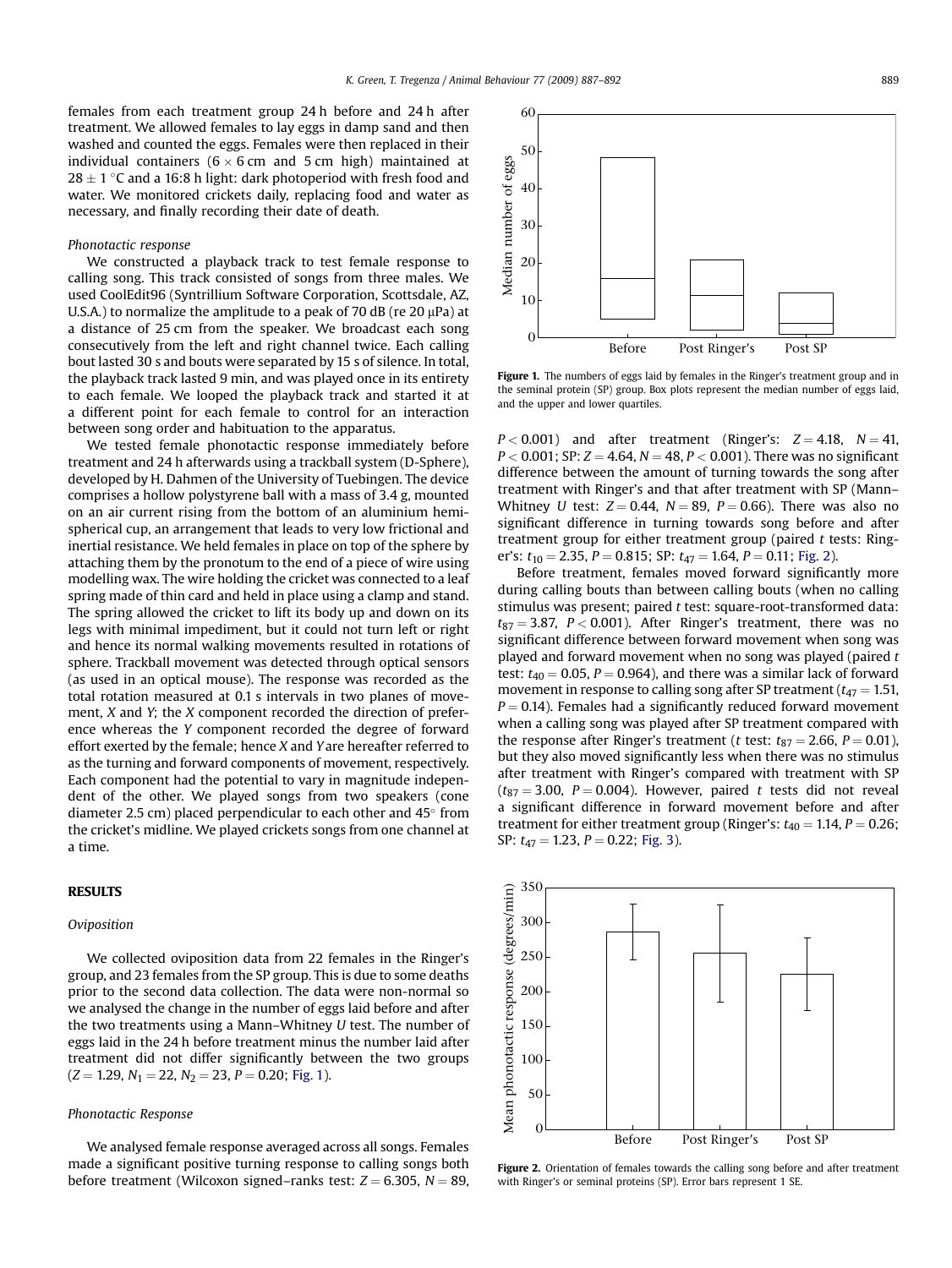females from each treatment group 24 h before and 24 h after treatment. We allowed females to lay eggs in damp sand and then washed and counted the eggs. Females were then replaced in their individual containers ($6 \times 6$ cm and 5 cm high) maintained at $28 \pm 1$ °C and a 16:8 h light: dark photoperiod with fresh food and water. We monitored crickets daily, replacing food and water as necessary, and finally recording their date of death.

### Phonotactic response

We constructed a playback track to test female response to calling song. This track consisted of songs from three males. We used CoolEdit96 (Syntrillium Software Corporation, Scottsdale, AZ, U.S.A.) to normalize the amplitude to a peak of 70 dB (re 20 μPa) at a distance of 25 cm from the speaker. We broadcast each song consecutively from the left and right channel twice. Each calling bout lasted 30 s and bouts were separated by 15 s of silence. In total, the playback track lasted 9 min, and was played once in its entirety to each female. We looped the playback track and started it at a different point for each female to control for an interaction between song order and habituation to the apparatus.

We tested female phonotactic response immediately before treatment and 24 h afterwards using a trackball system (D-Sphere), developed by H. Dahmen of the University of Tuebingen. The device comprises a hollow polystyrene ball with a mass of 3.4 g, mounted on an air current rising from the bottom of an aluminium hemispherical cup, an arrangement that leads to very low frictional and inertial resistance. We held females in place on top of the sphere by attaching them by the pronotum to the end of a piece of wire using modelling wax. The wire holding the cricket was connected to a leaf spring made of thin card and held in place using a clamp and stand. The spring allowed the cricket to lift its body up and down on its legs with minimal impediment, but it could not turn left or right and hence its normal walking movements resulted in rotations of sphere. Trackball movement was detected through optical sensors (as used in an optical mouse). The response was recorded as the total rotation measured at 0.1 s intervals in two planes of movement, *X* and *Y*; the *X* component recorded the direction of preference whereas the *Y* component recorded the degree of forward effort exerted by the female; hence *X* and *Y* are hereafter referred to as the turning and forward components of movement, respectively. Each component had the potential to vary in magnitude independent of the other. We played songs from two speakers (cone diameter 2.5 cm) placed perpendicular to each other and 45° from the cricket's midline. We played crickets songs from one channel at a time.

## RESULTS

### Oviposition

We collected oviposition data from 22 females in the Ringer's group, and 23 females from the SP group. This is due to some deaths prior to the second data collection. The data were non-normal so we analysed the change in the number of eggs laid before and after the two treatments using a Mann–Whitney *U* test. The number of eggs laid in the 24 h before treatment minus the number laid after treatment did not differ significantly between the two groups ($Z = 1.29$, $N_1 = 22$, $N_2 = 23$, $P = 0.20$; Fig. 1).

### Phonotactic Response

We analysed female response averaged across all songs. Females made a significant positive turning response to calling songs both before treatment (Wilcoxon signed–ranks test: $Z = 6.305$, $N = 89$, $P < 0.001$) and after treatment (Ringer's: $Z = 4.18$, $N = 41$, $P < 0.001$; SP: $Z = 4.64$, $N = 48$, $P < 0.001$). There was no significant difference between the amount of turning towards the song after treatment with Ringer's and that after treatment with SP (Mann–Whitney *U* test: $Z = 0.44$, $N = 89$, $P = 0.66$). There was also no significant difference in turning towards song before and after treatment group for either treatment group (paired *t* tests: Ringer's: $t_{10} = 2.35$, $P = 0.815$; SP: $t_{47} = 1.64$, $P = 0.11$; Fig. 2).

Before treatment, females moved forward significantly more during calling bouts than between calling bouts (when no calling stimulus was present; paired *t* test: square-root-transformed data: $t_{87} = 3.87$, $P < 0.001$). After Ringer's treatment, there was no significant difference between forward movement when song was played and forward movement when no song was played (paired *t* test: $t_{40} = 0.05$, $P = 0.964$), and there was a similar lack of forward movement in response to calling song after SP treatment ($t_{47} = 1.51$, $P = 0.14$). Females had a significantly reduced forward movement when a calling song was played after SP treatment compared with the response after Ringer's treatment (*t* test: $t_{87} = 2.66$, $P = 0.01$), but they also moved significantly less when there was no stimulus after treatment with Ringer's compared with treatment with SP ($t_{87} = 3.00$, $P = 0.004$). However, paired *t* tests did not reveal a significant difference in forward movement before and after treatment for either treatment group (Ringer's: $t_{40} = 1.14$, $P = 0.26$; SP: $t_{47} = 1.23$, $P = 0.22$; Fig. 3).

**Figure 1.** The numbers of eggs laid by females in the Ringer's treatment group and in the seminal protein (SP) group. Box plots represent the median number of eggs laid, and the upper and lower quartiles.

**Figure 2.** Orientation of females towards the calling song before and after treatment with Ringer's or seminal proteins (SP). Error bars represent 1 SE.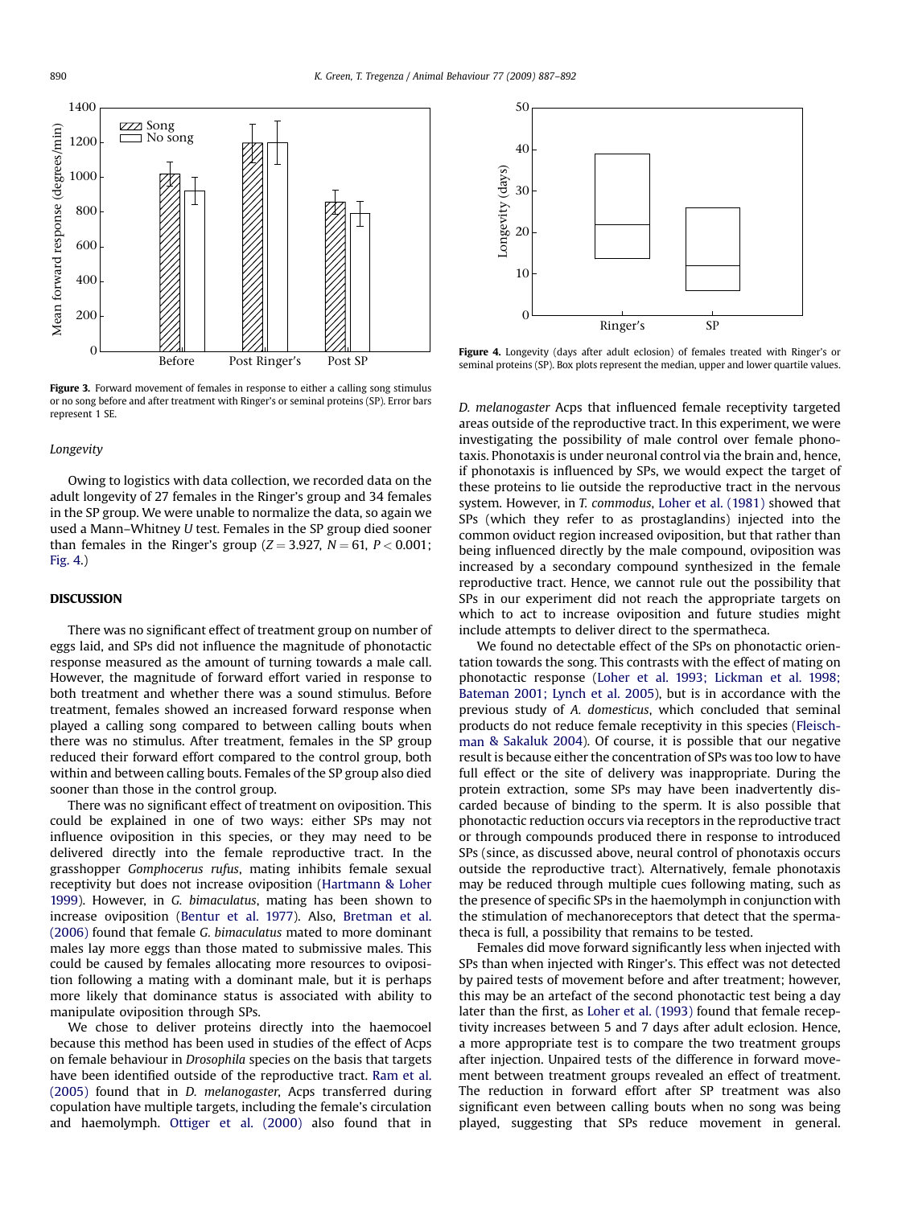1400
1200
1000
800
600
400
200
0
Mean forward response (degrees/min)
Song
No song
Before
Post Ringer's
Post SP

**Figure 3.** Forward movement of females in response to either a calling song stimulus or no song before and after treatment with Ringer's or seminal proteins (SP). Error bars represent 1 SE.

50
40
30
20
10
0
Longevity (days)
Ringer's
SP

**Figure 4.** Longevity (days after adult eclosion) of females treated with Ringer's or seminal proteins (SP). Box plots represent the median, upper and lower quartile values.

### Longevity

Owing to logistics with data collection, we recorded data on the adult longevity of 27 females in the Ringer's group and 34 females in the SP group. We were unable to normalize the data, so again we used a Mann–Whitney *U* test. Females in the SP group died sooner than females in the Ringer's group ($Z = 3.927$, $N = 61$, $P < 0.001$; Fig. 4.)

## DISCUSSION

There was no significant effect of treatment group on number of eggs laid, and SPs did not influence the magnitude of phonotactic response measured as the amount of turning towards a male call. However, the magnitude of forward effort varied in response to both treatment and whether there was a sound stimulus. Before treatment, females showed an increased forward response when played a calling song compared to between calling bouts when there was no stimulus. After treatment, females in the SP group reduced their forward effort compared to the control group, both within and between calling bouts. Females of the SP group also died sooner than those in the control group.

There was no significant effect of treatment on oviposition. This could be explained in one of two ways: either SPs may not influence oviposition in this species, or they may need to be delivered directly into the female reproductive tract. In the grasshopper *Gomphocerus rufus*, mating inhibits female sexual receptivity but does not increase oviposition (Hartmann & Loher 1999). However, in *G. bimaculatus*, mating has been shown to increase oviposition (Bentur et al. 1977). Also, Bretman et al. (2006) found that female *G. bimaculatus* mated to more dominant males lay more eggs than those mated to submissive males. This could be caused by females allocating more resources to oviposition following a mating with a dominant male, but it is perhaps more likely that dominance status is associated with ability to manipulate oviposition through SPs.

We chose to deliver proteins directly into the haemocoel because this method has been used in studies of the effect of Acps on female behaviour in *Drosophila* species on the basis that targets have been identified outside of the reproductive tract. Ram et al. (2005) found that in *D. melanogaster*, Acps transferred during copulation have multiple targets, including the female's circulation and haemolymph. Ottiger et al. (2000) also found that in *D. melanogaster* Acps that influenced female receptivity targeted areas outside of the reproductive tract. In this experiment, we were investigating the possibility of male control over female phonotaxis. Phonotaxis is under neuronal control via the brain and, hence, if phonotaxis is influenced by SPs, we would expect the target of these proteins to lie outside the reproductive tract in the nervous system. However, in *T. commodus*, Loher et al. (1981) showed that SPs (which they refer to as prostaglandins) injected into the common oviduct region increased oviposition, but that rather than being influenced directly by the male compound, oviposition was increased by a secondary compound synthesized in the female reproductive tract. Hence, we cannot rule out the possibility that SPs in our experiment did not reach the appropriate targets on which to act to increase oviposition and future studies might include attempts to deliver direct to the spermatheca.

We found no detectable effect of the SPs on phonotactic orientation towards the song. This contrasts with the effect of mating on phonotactic response (Loher et al. 1993; Lickman et al. 1998; Bateman 2001; Lynch et al. 2005), but is in accordance with the previous study of *A. domesticus*, which concluded that seminal products do not reduce female receptivity in this species (Fleischman & Sakaluk 2004). Of course, it is possible that our negative result is because either the concentration of SPs was too low to have full effect or the site of delivery was inappropriate. During the protein extraction, some SPs may have been inadvertently discarded because of binding to the sperm. It is also possible that phonotactic reduction occurs via receptors in the reproductive tract or through compounds produced there in response to introduced SPs (since, as discussed above, neural control of phonotaxis occurs outside the reproductive tract). Alternatively, female phonotaxis may be reduced through multiple cues following mating, such as the presence of specific SPs in the haemolymph in conjunction with the stimulation of mechanoreceptors that detect that the spermatheca is full, a possibility that remains to be tested.

Females did move forward significantly less when injected with SPs than when injected with Ringer's. This effect was not detected by paired tests of movement before and after treatment; however, this may be an artefact of the second phonotactic test being a day later than the first, as Loher et al. (1993) found that female receptivity increases between 5 and 7 days after adult eclosion. Hence, a more appropriate test is to compare the two treatment groups after injection. Unpaired tests of the difference in forward movement between treatment groups revealed an effect of treatment. The reduction in forward effort after SP treatment was also significant even between calling bouts when no song was being played, suggesting that SPs reduce movement in general.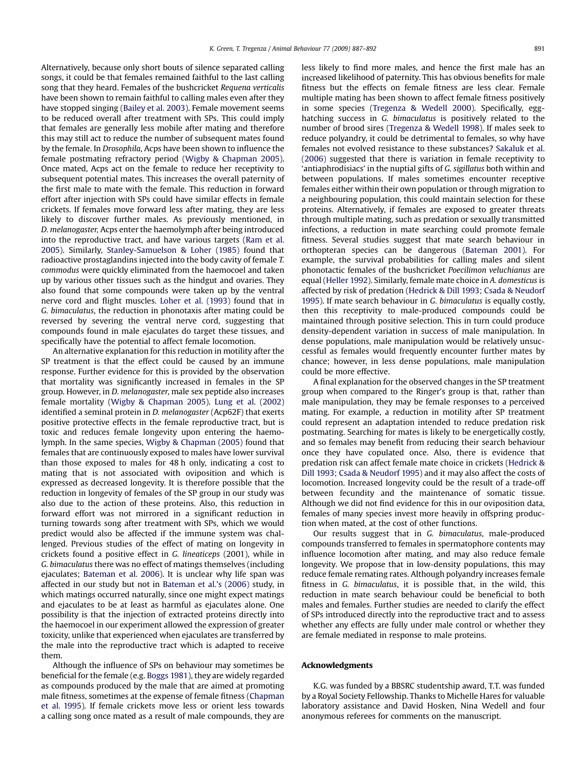Alternatively, because only short bouts of silence separated calling songs, it could be that females remained faithful to the last calling song that they heard. Females of the bushcricket *Requena verticalis* have been shown to remain faithful to calling males even after they have stopped singing (Bailey et al. 2003). Female movement seems to be reduced overall after treatment with SPs. This could imply that females are generally less mobile after mating and therefore this may still act to reduce the number of subsequent mates found by the female. In *Drosophila*, Acps have been shown to influence the female postmating refractory period (Wigby & Chapman 2005). Once mated, Acps act on the female to reduce her receptivity to subsequent potential mates. This increases the overall paternity of the first male to mate with the female. This reduction in forward effort after injection with SPs could have similar effects in female crickets. If females move forward less after mating, they are less likely to discover further males. As previously mentioned, in *D. melanogaster,* Acps enter the haemolymph after being introduced into the reproductive tract, and have various targets (Ram et al. 2005). Similarly, Stanley-Samuelson & Loher (1985) found that radioactive prostaglandins injected into the body cavity of female *T. commodus* were quickly eliminated from the haemocoel and taken up by various other tissues such as the hindgut and ovaries. They also found that some compounds were taken up by the ventral nerve cord and flight muscles. Loher et al. (1993) found that in *G. bimaculatus*, the reduction in phonotaxis after mating could be reversed by severing the ventral nerve cord, suggesting that compounds found in male ejaculates do target these tissues, and specifically have the potential to affect female locomotion.

An alternative explanation for this reduction in motility after the SP treatment is that the effect could be caused by an immune response. Further evidence for this is provided by the observation that mortality was significantly increased in females in the SP group. However, in *D. melanogaster*, male sex peptide also increases female mortality (Wigby & Chapman 2005). Lung et al. (2002) identified a seminal protein in *D. melanogaster* (Acp62F) that exerts positive protective effects in the female reproductive tract, but is toxic and reduces female longevity upon entering the haemolymph. In the same species, Wigby & Chapman (2005) found that females that are continuously exposed to males have lower survival than those exposed to males for 48 h only, indicating a cost to mating that is not associated with oviposition and which is expressed as decreased longevity. It is therefore possible that the reduction in longevity of females of the SP group in our study was also due to the action of these proteins. Also, this reduction in forward effort was not mirrored in a significant reduction in turning towards song after treatment with SPs, which we would predict would also be affected if the immune system was challenged. Previous studies of the effect of mating on longevity in crickets found a positive effect in *G. lineaticeps* (2001), while in *G. bimaculatus* there was no effect of matings themselves (including ejaculates; Bateman et al. 2006). It is unclear why life span was affected in our study but not in Bateman et al.'s (2006) study, in which matings occurred naturally, since one might expect matings and ejaculates to be at least as harmful as ejaculates alone. One possibility is that the injection of extracted proteins directly into the haemocoel in our experiment allowed the expression of greater toxicity, unlike that experienced when ejaculates are transferred by the male into the reproductive tract which is adapted to receive them.

Although the influence of SPs on behaviour may sometimes be beneficial for the female (e.g. Boggs 1981), they are widely regarded as compounds produced by the male that are aimed at promoting male fitness, sometimes at the expense of female fitness (Chapman et al. 1995). If female crickets move less or orient less towards a calling song once mated as a result of male compounds, they are less likely to find more males, and hence the first male has an increased likelihood of paternity. This has obvious benefits for male fitness but the effects on female fitness are less clear. Female multiple mating has been shown to affect female fitness positively in some species (Tregenza & Wedell 2000). Specifically, egg-hatching success in *G. bimaculatus* is positively related to the number of brood sires (Tregenza & Wedell 1998). If males seek to reduce polyandry, it could be detrimental to females, so why have females not evolved resistance to these substances? Sakaluk et al. (2006) suggested that there is variation in female receptivity to 'antiaphrodisiacs' in the nuptial gifts of *G. sigillatus* both within and between populations. If males sometimes encounter receptive females either within their own population or through migration to a neighbouring population, this could maintain selection for these proteins. Alternatively, if females are exposed to greater threats through multiple mating, such as predation or sexually transmitted infections, a reduction in mate searching could promote female fitness. Several studies suggest that mate search behaviour in orthopteran species can be dangerous (Bateman 2001). For example, the survival probabilities for calling males and silent phonotactic females of the bushcricket *Poecilimon veluchianus* are equal (Heller 1992). Similarly, female mate choice in *A. domesticus* is affected by risk of predation (Hedrick & Dill 1993; Csada & Neudorf 1995). If mate search behaviour in *G. bimaculatus* is equally costly, then this receptivity to male-produced compounds could be maintained through positive selection. This in turn could produce density-dependent variation in success of male manipulation. In dense populations, male manipulation would be relatively unsuccessful as females would frequently encounter further mates by chance; however, in less dense populations, male manipulation could be more effective.

A final explanation for the observed changes in the SP treatment group when compared to the Ringer's group is that, rather than male manipulation, they may be female responses to a perceived mating. For example, a reduction in motility after SP treatment could represent an adaptation intended to reduce predation risk postmating. Searching for mates is likely to be energetically costly, and so females may benefit from reducing their search behaviour once they have copulated once. Also, there is evidence that predation risk can affect female mate choice in crickets (Hedrick & Dill 1993; Csada & Neudorf 1995) and it may also affect the costs of locomotion. Increased longevity could be the result of a trade-off between fecundity and the maintenance of somatic tissue. Although we did not find evidence for this in our oviposition data, females of many species invest more heavily in offspring production when mated, at the cost of other functions.

Our results suggest that in *G. bimaculatus*, male-produced compounds transferred to females in spermatophore contents may influence locomotion after mating, and may also reduce female longevity. We propose that in low-density populations, this may reduce female remating rates. Although polyandry increases female fitness in *G. bimaculatus*, it is possible that, in the wild, this reduction in mate search behaviour could be beneficial to both males and females. Further studies are needed to clarify the effect of SPs introduced directly into the reproductive tract and to assess whether any effects are fully under male control or whether they are female mediated in response to male proteins.

## Acknowledgments

K.G. was funded by a BBSRC studentship award, T.T. was funded by a Royal Society Fellowship. Thanks to Michelle Hares for valuable laboratory assistance and David Hosken, Nina Wedell and four anonymous referees for comments on the manuscript.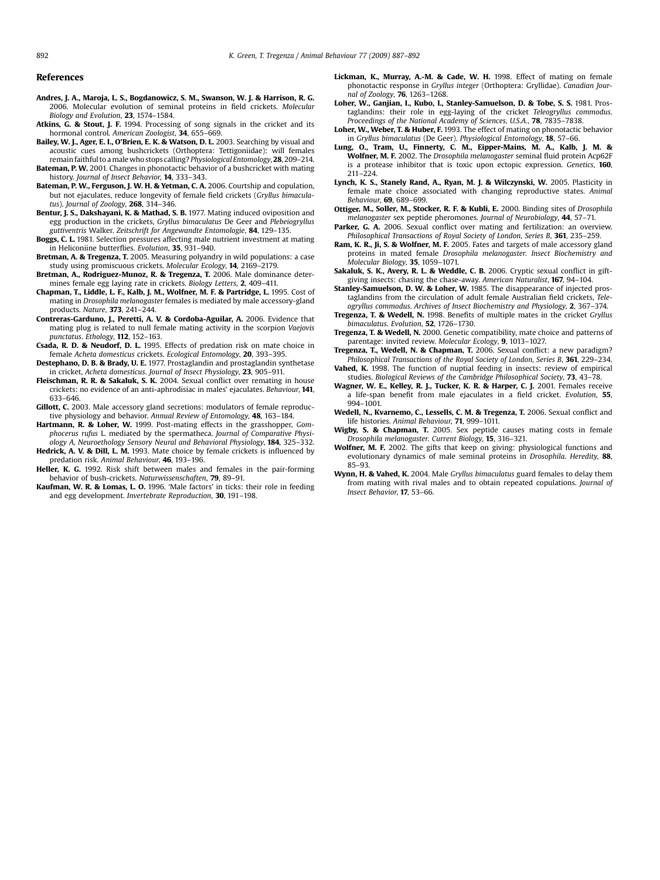## References

**Andres, J. A., Maroja, L. S., Bogdanowicz, S. M., Swanson, W. J. & Harrison, R. G.** 2006. Molecular evolution of seminal proteins in field crickets. *Molecular Biology and Evolution*, **23**, 1574–1584.

**Atkins, G. & Stout, J. F.** 1994. Processing of song signals in the cricket and its hormonal control. *American Zoologist*, **34**, 655–669.

**Bailey, W. J., Ager, E. I., O'Brien, E. K. & Watson, D. L.** 2003. Searching by visual and acoustic cues among bushcrickets (Orthoptera: Tettigoniidae): will females remain faithful to a male who stops calling? *Physiological Entomology*, **28**, 209–214.

**Bateman, P. W.** 2001. Changes in phonotactic behavior of a bushcricket with mating history. *Journal of Insect Behavior*, **14**, 333–343.

**Bateman, P. W., Ferguson, J. W. H. & Yetman, C. A.** 2006. Courtship and copulation, but not ejaculates, reduce longevity of female field crickets (*Gryllus bimaculatus*). *Journal of Zoology*, **268**, 314–346.

**Bentur, J. S., Dakshayani, K. & Mathad, S. B.** 1977. Mating induced oviposition and egg production in the crickets, *Gryllus bimaculatus* De Geer and *Plebeiogryllus guttiventris* Walker. *Zeitschrift fur Angewandte Entomologie*, **84**, 129–135.

**Boggs, C. L.** 1981. Selection pressures affecting male nutrient investment at mating in Heliconiine butterflies. *Evolution*, **35**, 931–940.

**Bretman, A. & Tregenza, T.** 2005. Measuring polyandry in wild populations: a case study using promiscuous crickets. *Molecular Ecology*, **14**, 2169–2179.

**Bretman, A., Rodriguez-Munoz, R. & Tregenza, T.** 2006. Male dominance determines female egg laying rate in crickets. *Biology Letters*, **2**, 409–411.

**Chapman, T., Liddle, L. F., Kalb, J. M., Wolfner, M. F. & Partridge, L.** 1995. Cost of mating in *Drosophila melanogaster* females is mediated by male accessory-gland products. *Nature*, **373**, 241–244.

**Contreras-Garduno, J., Peretti, A. V. & Cordoba-Aguilar, A.** 2006. Evidence that mating plug is related to null female mating activity in the scorpion *Vaejovis punctatus*. *Ethology*, **112**, 152–163.

**Csada, R. D. & Neudorf, D. L.** 1995. Effects of predation risk on mate choice in female *Acheta domesticus* crickets. *Ecological Entomology*, **20**, 393–395.

**Destephano, D. B. & Brady, U. E.** 1977. Prostaglandin and prostaglandin synthetase in cricket, *Acheta domesticus*. *Journal of Insect Physiology*, **23**, 905–911.

**Fleischman, R. R. & Sakaluk, S. K.** 2004. Sexual conflict over remating in house crickets: no evidence of an anti-aphrodisiac in males' ejaculates. *Behaviour*, **141**, 633–646.

**Gillott, C.** 2003. Male accessory gland secretions: modulators of female reproductive physiology and behavior. *Annual Review of Entomology*, **48**, 163–184.

**Hartmann, R. & Loher, W.** 1999. Post-mating effects in the grasshopper, *Gomphocerus rufus* L. mediated by the spermatheca. *Journal of Comparative Physiology A, Neuroethology Sensory Neural and Behavioral Physiology*, **184**, 325–332.

**Hedrick, A. V. & Dill, L. M.** 1993. Mate choice by female crickets is influenced by predation risk. *Animal Behaviour*, **46**, 193–196.

**Heller, K. G.** 1992. Risk shift between males and females in the pair-forming behavior of bush-crickets. *Naturwissenschaften*, **79**, 89–91.

**Kaufman, W. R. & Lomas, L. O.** 1996. 'Male factors' in ticks: their role in feeding and egg development. *Invertebrate Reproduction*, **30**, 191–198.

**Lickman, K., Murray, A.-M. & Cade, W. H.** 1998. Effect of mating on female phonotactic response in *Gryllus integer* (Orthoptera: Gryllidae). *Canadian Journal of Zoology*, **76**, 1263–1268.

**Loher, W., Ganjian, I., Kubo, I., Stanley-Samuelson, D. & Tobe, S. S.** 1981. Prostaglandins: their role in egg-laying of the cricket *Teleogryllus commodus*. *Proceedings of the National Academy of Sciences, U.S.A.*, **78**, 7835–7838.

**Loher, W., Weber, T. & Huber, F.** 1993. The effect of mating on phonotactic behavior in *Gryllus bimaculatus* (De Geer). *Physiological Entomology*, **18**, 57–66.

**Lung, O., Tram, U., Finnerty, C. M., Eipper-Mains, M. A., Kalb, J. M. & Wolfner, M. F.** 2002. The *Drosophila melanogaster* seminal fluid protein Acp62F is a protease inhibitor that is toxic upon ectopic expression. *Genetics*, **160**, 211–224.

**Lynch, K. S., Stanely Rand, A., Ryan, M. J. & Wilczynski, W.** 2005. Plasticity in female mate choice associated with changing reproductive states. *Animal Behaviour*, **69**, 689–699.

**Ottiger, M., Soller, M., Stocker, R. F. & Kubli, E.** 2000. Binding sites of *Drosophila melanogaster* sex peptide pheromones. *Journal of Neurobiology*, **44**, 57–71.

**Parker, G. A.** 2006. Sexual conflict over mating and fertilization: an overview. *Philosophical Transactions of Royal Society of London, Series B*, **361**, 235–259.

**Ram, K. R., Ji, S. & Wolfner, M. F.** 2005. Fates and targets of male accessory gland proteins in mated female *Drosophila melanogaster*. *Insect Biochemistry and Molecular Biology*, **35**, 1059–1071.

**Sakaluk, S. K., Avery, R. L. & Weddle, C. B.** 2006. Cryptic sexual conflict in gift-giving insects: chasing the chase-away. *American Naturalist*, **167**, 94–104.

**Stanley-Samuelson, D. W. & Loher, W.** 1985. The disappearance of injected prostaglandins from the circulation of adult female Australian field crickets, *Teleogryllus commodus*. *Archives of Insect Biochemistry and Physiology*, **2**, 367–374.

**Tregenza, T. & Wedell, N.** 1998. Benefits of multiple mates in the cricket *Gryllus bimaculatus*. *Evolution*, **52**, 1726–1730.

**Tregenza, T. & Wedell, N.** 2000. Genetic compatibility, mate choice and patterns of parentage: invited review. *Molecular Ecology*, **9**, 1013–1027.

**Tregenza, T., Wedell, N. & Chapman, T.** 2006. Sexual conflict: a new paradigm? *Philosophical Transactions of the Royal Society of London, Series B*, **361**, 229–234.

**Vahed, K.** 1998. The function of nuptial feeding in insects: review of empirical studies. *Biological Reviews of the Cambridge Philosophical Society*, **73**, 43–78.

**Wagner, W. E., Kelley, R. J., Tucker, K. R. & Harper, C. J.** 2001. Females receive a life-span benefit from male ejaculates in a field cricket. *Evolution*, **55**, 994–1001.

**Wedell, N., Kvarnemo, C., Lessells, C. M. & Tregenza, T.** 2006. Sexual conflict and life histories. *Animal Behaviour*, **71**, 999–1011.

**Wigby, S. & Chapman, T.** 2005. Sex peptide causes mating costs in female *Drosophila melanogaster*. *Current Biology*, **15**, 316–321.

**Wolfner, M. F.** 2002. The gifts that keep on giving: physiological functions and evolutionary dynamics of male seminal proteins in *Drosophila*. *Heredity*, **88**, 85–93.

**Wynn, H. & Vahed, K.** 2004. Male *Gryllus bimaculatus* guard females to delay them from mating with rival males and to obtain repeated copulations. *Journal of Insect Behavior*, **17**, 53–66.